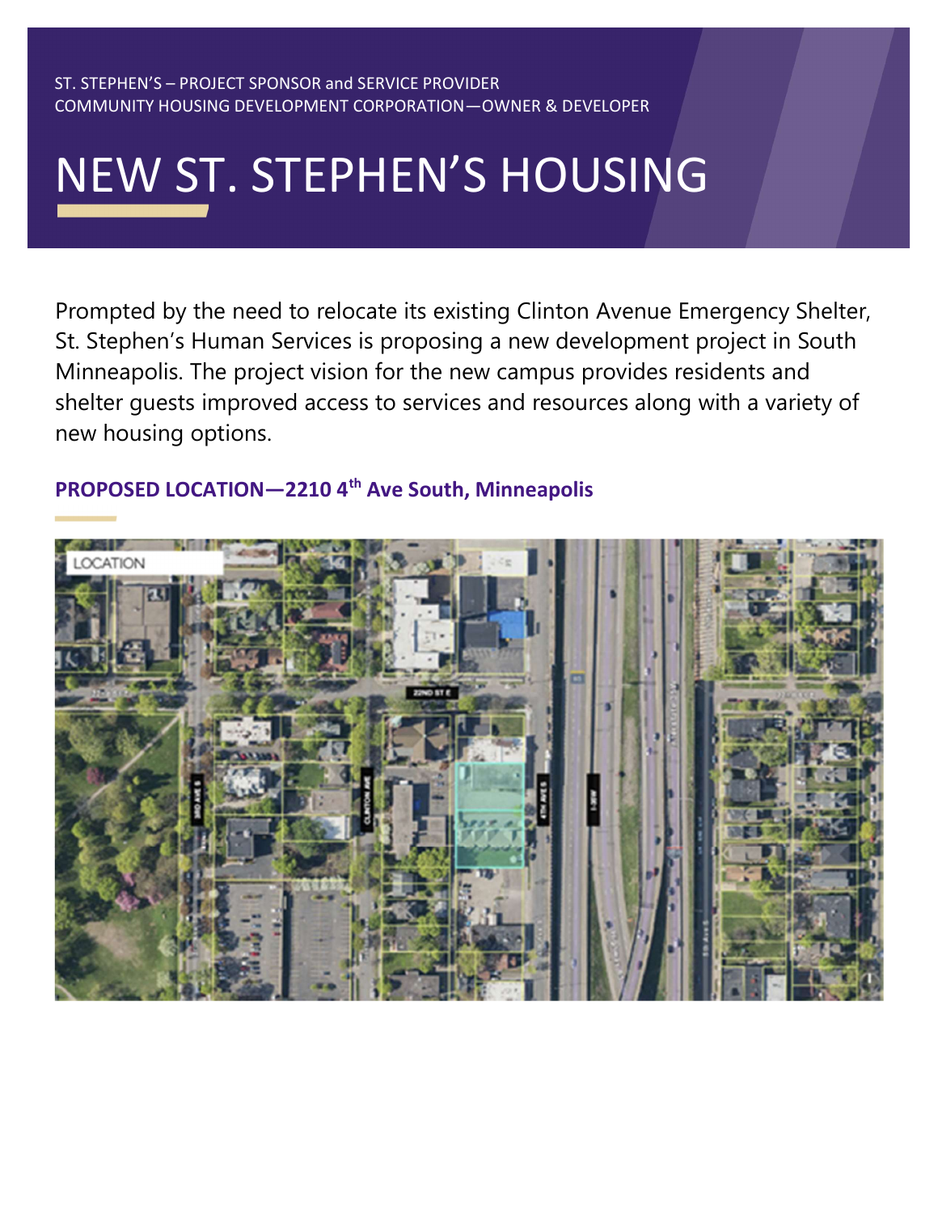ST. STEPHEN'S – PROJECT SPONSOR and SERVICE PROVIDER
COMMUNITY HOUSING DEVELOPMENT CORPORATION—OWNER & DEVELOPER

# NEW ST. STEPHEN'S HOUSING

Prompted by the need to relocate its existing Clinton Avenue Emergency Shelter, St. Stephen's Human Services is proposing a new development project in South Minneapolis. The project vision for the new campus provides residents and shelter guests improved access to services and resources along with a variety of new housing options.

## PROPOSED LOCATION—2210 4th Ave South, Minneapolis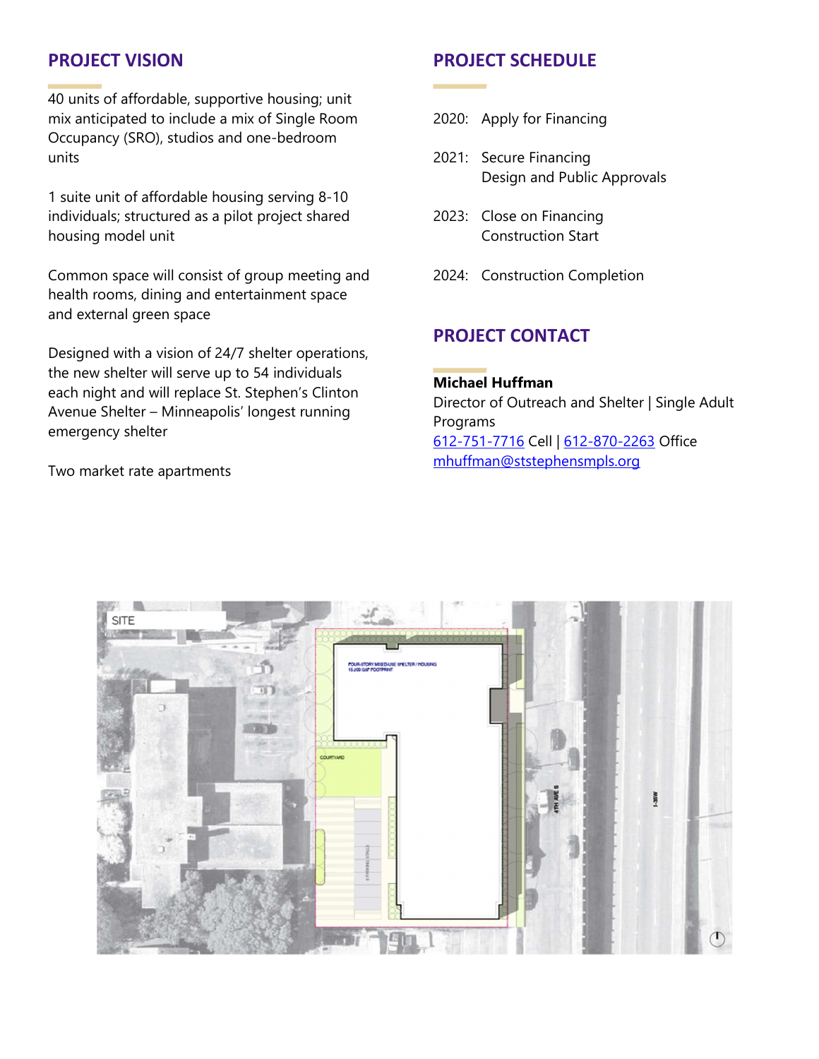## PROJECT VISION

40 units of affordable, supportive housing; unit mix anticipated to include a mix of Single Room Occupancy (SRO), studios and one-bedroom units

1 suite unit of affordable housing serving 8-10 individuals; structured as a pilot project shared housing model unit

Common space will consist of group meeting and health rooms, dining and entertainment space and external green space

Designed with a vision of 24/7 shelter operations, the new shelter will serve up to 54 individuals each night and will replace St. Stephen's Clinton Avenue Shelter – Minneapolis' longest running emergency shelter

Two market rate apartments

## PROJECT SCHEDULE

2020: Apply for Financing

2021: Secure Financing
Design and Public Approvals

2023: Close on Financing
Construction Start

2024: Construction Completion

## PROJECT CONTACT

**Michael Huffman**
Director of Outreach and Shelter | Single Adult Programs
612-751-7716 Cell | 612-870-2263 Office
mhuffman@ststephensmpls.org

SITE

FOUR-STORY MIXED-USE SHELTER / HOUSING
15,000 GSF FOOTPRINT

COURTYARD

4TH AVE S

I-35W